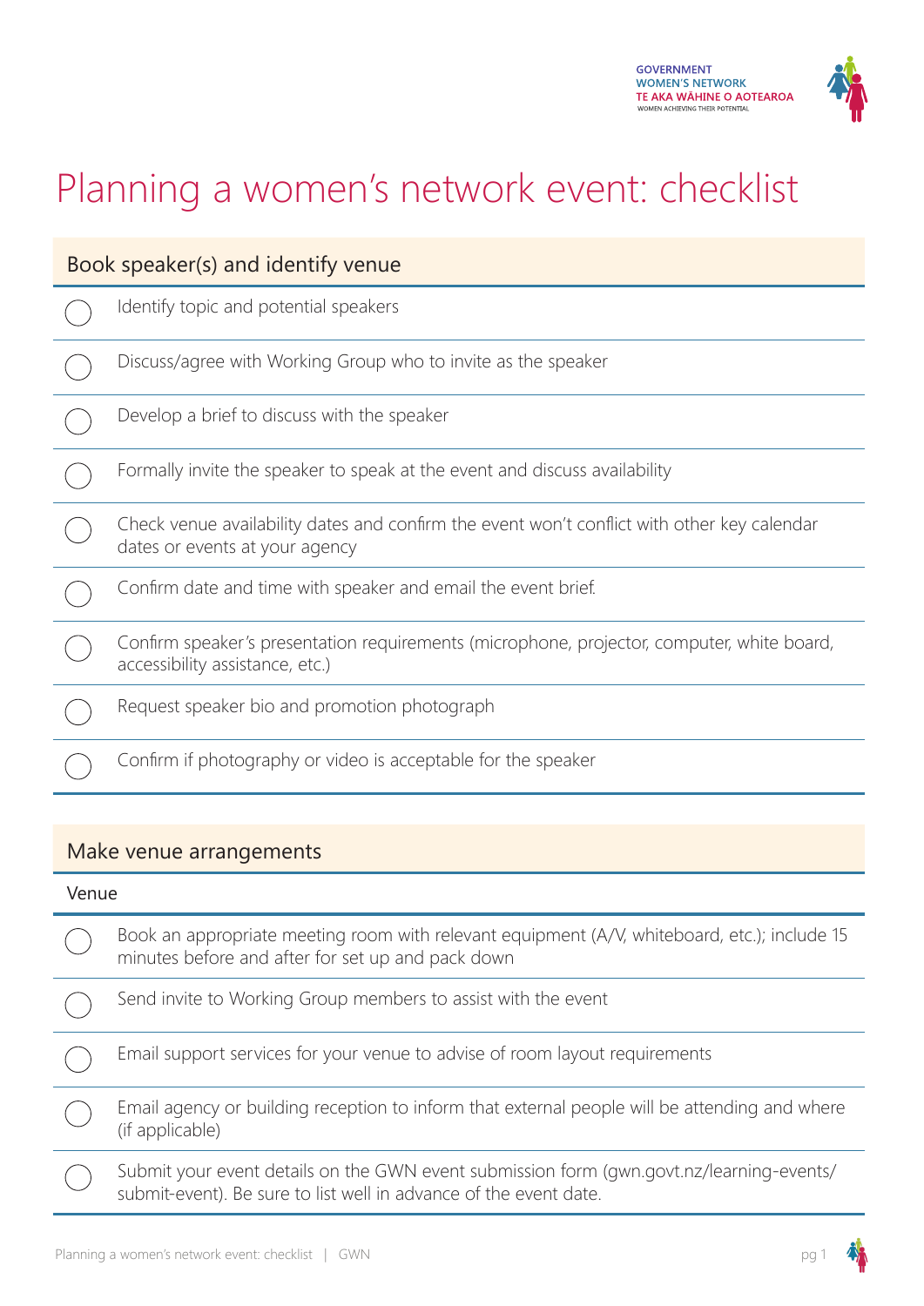GOVERNMENT
WOMEN'S NETWORK
TE AKA WĀHINE O AOTEAROA
WOMEN ACHIEVING THEIR POTENTIAL

# Planning a women's network event: checklist

## Book speaker(s) and identify venue

- [ ] Identify topic and potential speakers
- [ ] Discuss/agree with Working Group who to invite as the speaker
- [ ] Develop a brief to discuss with the speaker
- [ ] Formally invite the speaker to speak at the event and discuss availability
- [ ] Check venue availability dates and confirm the event won't conflict with other key calendar dates or events at your agency
- [ ] Confirm date and time with speaker and email the event brief.
- [ ] Confirm speaker's presentation requirements (microphone, projector, computer, white board, accessibility assistance, etc.)
- [ ] Request speaker bio and promotion photograph
- [ ] Confirm if photography or video is acceptable for the speaker

## Make venue arrangements

### Venue

- [ ] Book an appropriate meeting room with relevant equipment (A/V, whiteboard, etc.); include 15 minutes before and after for set up and pack down
- [ ] Send invite to Working Group members to assist with the event
- [ ] Email support services for your venue to advise of room layout requirements
- [ ] Email agency or building reception to inform that external people will be attending and where (if applicable)
- [ ] Submit your event details on the GWN event submission form (gwn.govt.nz/learning-events/submit-event). Be sure to list well in advance of the event date.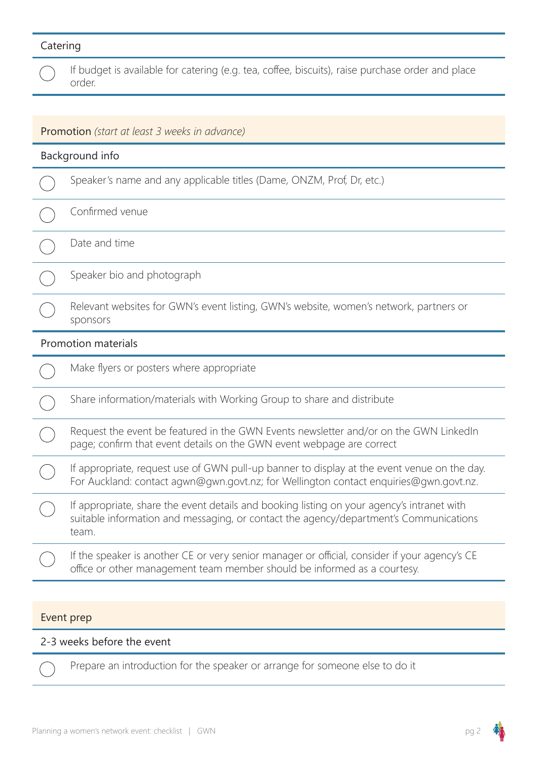## Catering

- [ ] If budget is available for catering (e.g. tea, coffee, biscuits), raise purchase order and place order.

## Promotion *(start at least 3 weeks in advance)*

### Background info

- [ ] Speaker's name and any applicable titles (Dame, ONZM, Prof, Dr, etc.)
- [ ] Confirmed venue
- [ ] Date and time
- [ ] Speaker bio and photograph
- [ ] Relevant websites for GWN's event listing, GWN's website, women's network, partners or sponsors

### Promotion materials

- [ ] Make flyers or posters where appropriate
- [ ] Share information/materials with Working Group to share and distribute
- [ ] Request the event be featured in the GWN Events newsletter and/or on the GWN LinkedIn page; confirm that event details on the GWN event webpage are correct
- [ ] If appropriate, request use of GWN pull-up banner to display at the event venue on the day. For Auckland: contact agwn@gwn.govt.nz; for Wellington contact enquiries@gwn.govt.nz.
- [ ] If appropriate, share the event details and booking listing on your agency's intranet with suitable information and messaging, or contact the agency/department's Communications team.
- [ ] If the speaker is another CE or very senior manager or official, consider if your agency's CE office or other management team member should be informed as a courtesy.

## Event prep

### 2-3 weeks before the event

- [ ] Prepare an introduction for the speaker or arrange for someone else to do it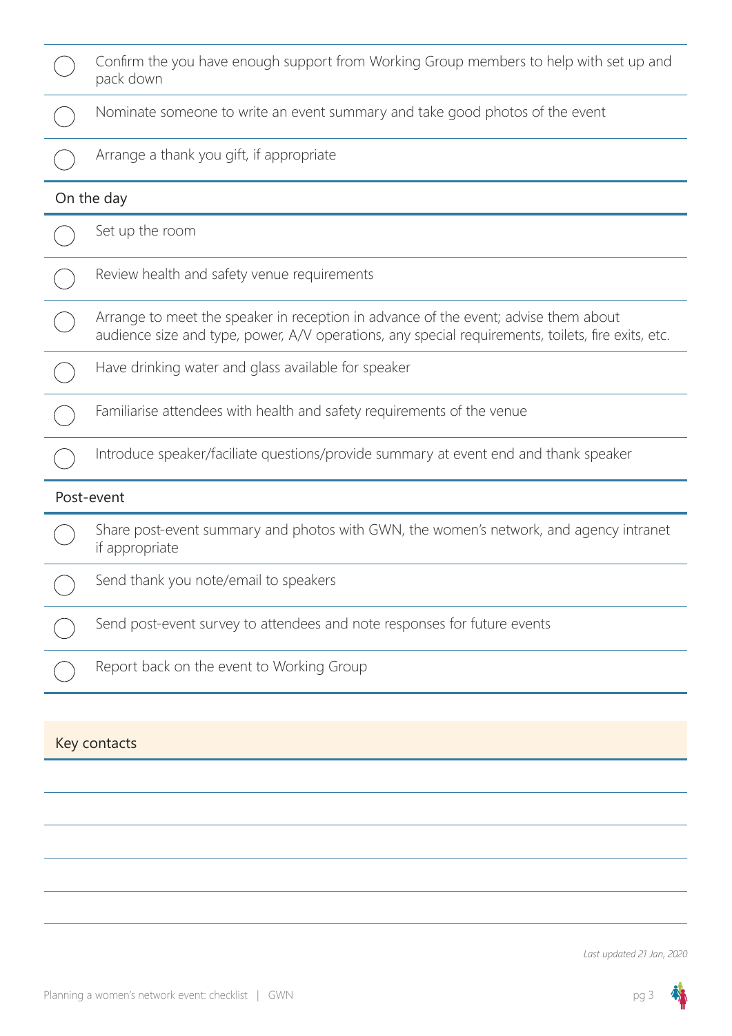- ◯ Confirm the you have enough support from Working Group members to help with set up and pack down
- ◯ Nominate someone to write an event summary and take good photos of the event
- ◯ Arrange a thank you gift, if appropriate

## On the day

- ◯ Set up the room
- ◯ Review health and safety venue requirements
- ◯ Arrange to meet the speaker in reception in advance of the event; advise them about audience size and type, power, A/V operations, any special requirements, toilets, fire exits, etc.
- ◯ Have drinking water and glass available for speaker
- ◯ Familiarise attendees with health and safety requirements of the venue
- ◯ Introduce speaker/faciliate questions/provide summary at event end and thank speaker

## Post-event

- ◯ Share post-event summary and photos with GWN, the women's network, and agency intranet if appropriate
- ◯ Send thank you note/email to speakers
- ◯ Send post-event survey to attendees and note responses for future events
- ◯ Report back on the event to Working Group

## Key contacts

*Last updated 21 Jan, 2020*